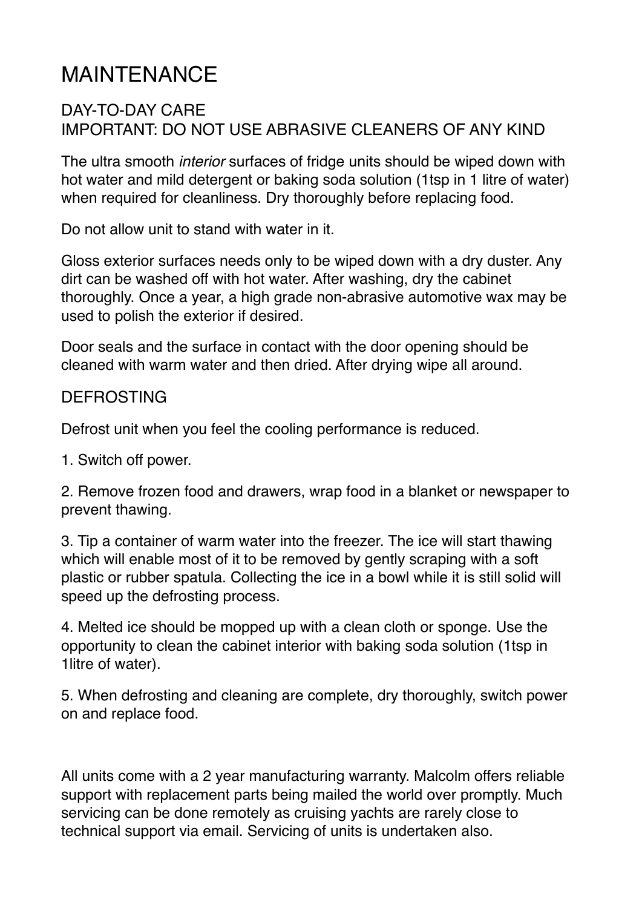# MAINTENANCE

## DAY-TO-DAY CARE

## IMPORTANT: DO NOT USE ABRASIVE CLEANERS OF ANY KIND

The ultra smooth *interior* surfaces of fridge units should be wiped down with hot water and mild detergent or baking soda solution (1tsp in 1 litre of water) when required for cleanliness. Dry thoroughly before replacing food.

Do not allow unit to stand with water in it.

Gloss exterior surfaces needs only to be wiped down with a dry duster. Any dirt can be washed off with hot water. After washing, dry the cabinet thoroughly. Once a year, a high grade non-abrasive automotive wax may be used to polish the exterior if desired.

Door seals and the surface in contact with the door opening should be cleaned with warm water and then dried. After drying wipe all around.

## DEFROSTING

Defrost unit when you feel the cooling performance is reduced.

1. Switch off power.

2. Remove frozen food and drawers, wrap food in a blanket or newspaper to prevent thawing.

3. Tip a container of warm water into the freezer. The ice will start thawing which will enable most of it to be removed by gently scraping with a soft plastic or rubber spatula. Collecting the ice in a bowl while it is still solid will speed up the defrosting process.

4. Melted ice should be mopped up with a clean cloth or sponge. Use the opportunity to clean the cabinet interior with baking soda solution (1tsp in 1litre of water).

5. When defrosting and cleaning are complete, dry thoroughly, switch power on and replace food.

All units come with a 2 year manufacturing warranty. Malcolm offers reliable support with replacement parts being mailed the world over promptly. Much servicing can be done remotely as cruising yachts are rarely close to technical support via email. Servicing of units is undertaken also.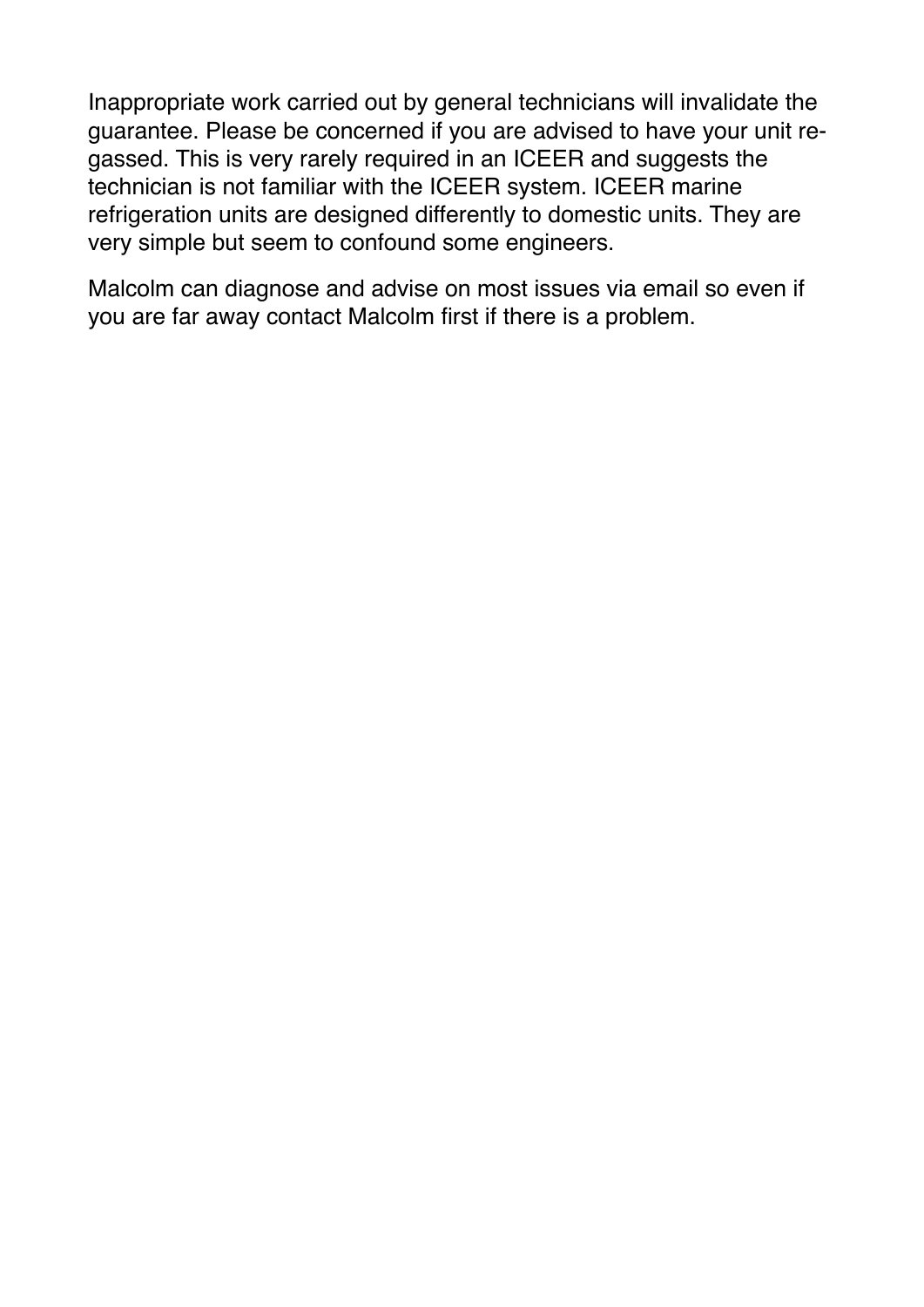Inappropriate work carried out by general technicians will invalidate the guarantee. Please be concerned if you are advised to have your unit re-gassed. This is very rarely required in an ICEER and suggests the technician is not familiar with the ICEER system. ICEER marine refrigeration units are designed differently to domestic units. They are very simple but seem to confound some engineers.

Malcolm can diagnose and advise on most issues via email so even if you are far away contact Malcolm first if there is a problem.